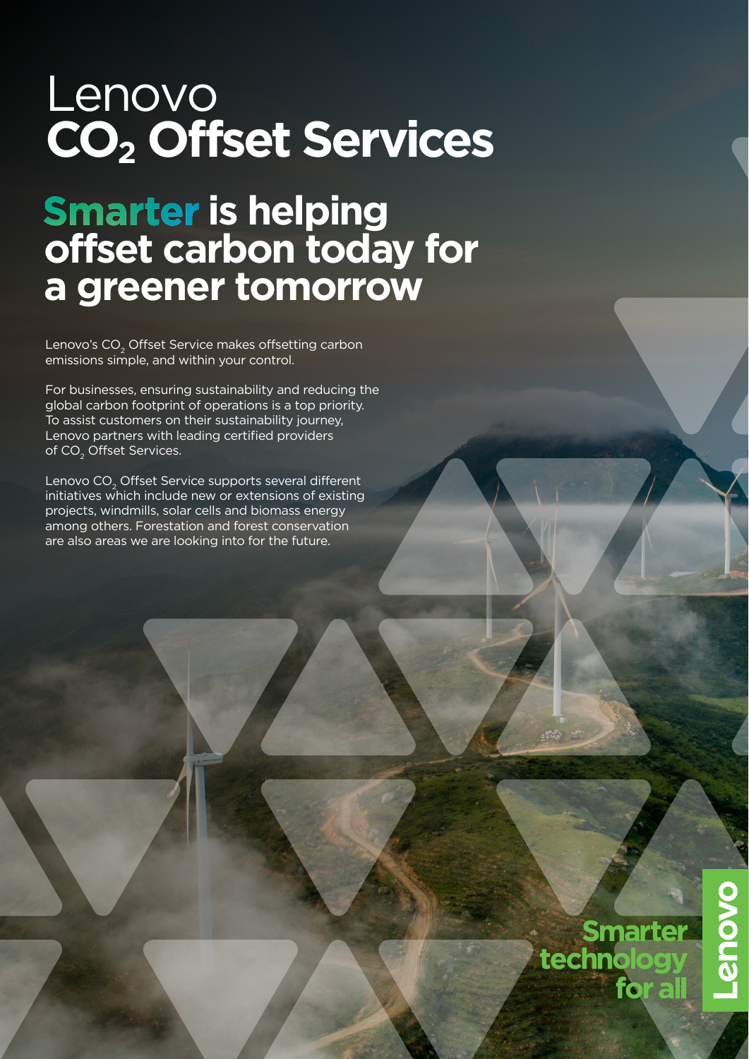# Lenovo
# $CO_2$ Offset Services

## Smarter is helping offset carbon today for a greener tomorrow

Lenovo's $CO_2$ Offset Service makes offsetting carbon emissions simple, and within your control.

For businesses, ensuring sustainability and reducing the global carbon footprint of operations is a top priority. To assist customers on their sustainability journey, Lenovo partners with leading certified providers of $CO_2$ Offset Services.

Lenovo $CO_2$ Offset Service supports several different initiatives which include new or extensions of existing projects, windmills, solar cells and biomass energy among others. Forestation and forest conservation are also areas we are looking into for the future.

Smarter technology for all

Lenovo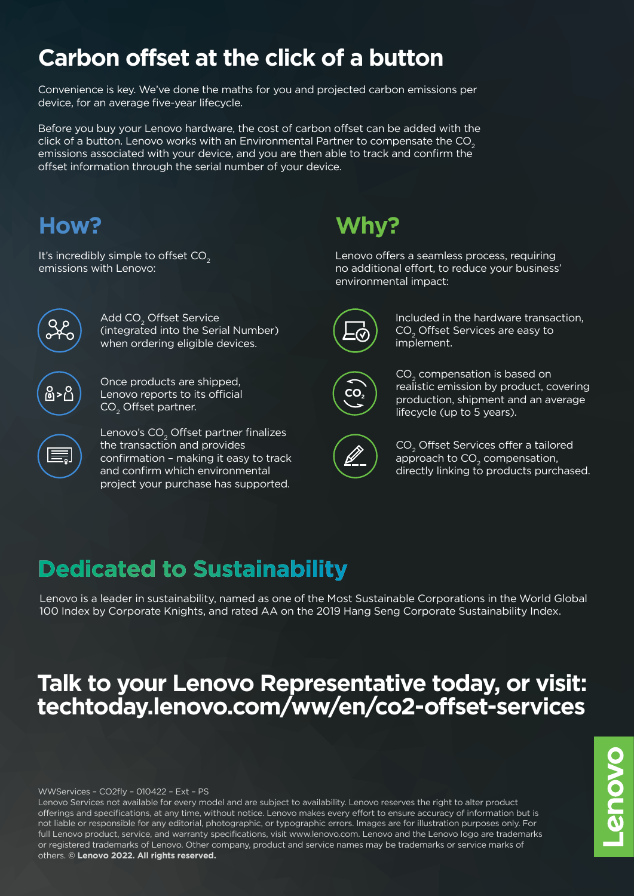# Carbon offset at the click of a button

Convenience is key. We've done the maths for you and projected carbon emissions per device, for an average five-year lifecycle.

Before you buy your Lenovo hardware, the cost of carbon offset can be added with the click of a button. Lenovo works with an Environmental Partner to compensate the $CO_2$ emissions associated with your device, and you are then able to track and confirm the offset information through the serial number of your device.

## How?

It's incredibly simple to offset $CO_2$ emissions with Lenovo:

- Add $CO_2$ Offset Service (integrated into the Serial Number) when ordering eligible devices.
- Once products are shipped, Lenovo reports to its official $CO_2$ Offset partner.
- Lenovo's $CO_2$ Offset partner finalizes the transaction and provides confirmation – making it easy to track and confirm which environmental project your purchase has supported.

## Why?

Lenovo offers a seamless process, requiring no additional effort, to reduce your business' environmental impact:

- Included in the hardware transaction, $CO_2$ Offset Services are easy to implement.
- $CO_2$ compensation is based on realistic emission by product, covering production, shipment and an average lifecycle (up to 5 years).
- $CO_2$ Offset Services offer a tailored approach to $CO_2$ compensation, directly linking to products purchased.

## Dedicated to Sustainability

Lenovo is a leader in sustainability, named as one of the Most Sustainable Corporations in the World Global 100 Index by Corporate Knights, and rated AA on the 2019 Hang Seng Corporate Sustainability Index.

## Talk to your Lenovo Representative today, or visit: techtoday.lenovo.com/ww/en/co2-offset-services

WWServices – CO2fly – 010422 – Ext – PS
Lenovo Services not available for every model and are subject to availability. Lenovo reserves the right to alter product offerings and specifications, at any time, without notice. Lenovo makes every effort to ensure accuracy of information but is not liable or responsible for any editorial, photographic, or typographic errors. Images are for illustration purposes only. For full Lenovo product, service, and warranty specifications, visit www.lenovo.com. Lenovo and the Lenovo logo are trademarks or registered trademarks of Lenovo. Other company, product and service names may be trademarks or service marks of others. © **Lenovo 2022. All rights reserved.**

Lenovo